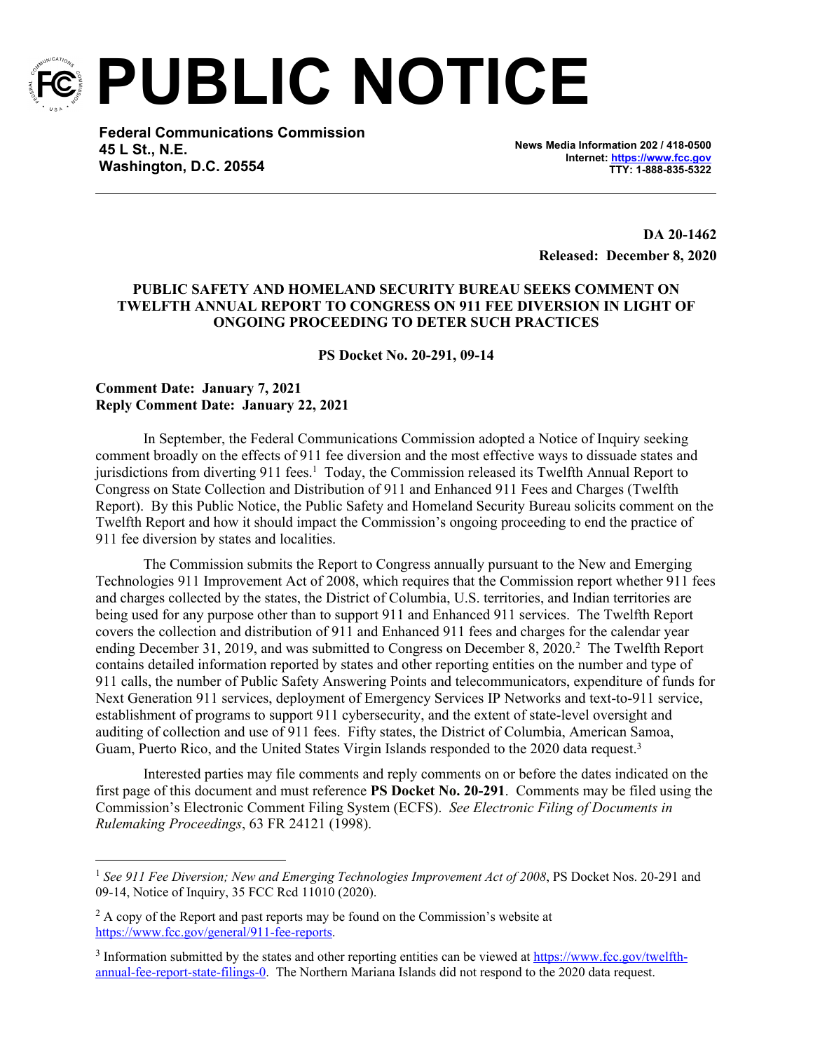# PUBLIC NOTICE

**Federal Communications Commission**
**45 L St., N.E.**
**Washington, D.C. 20554**

**News Media Information 202 / 418-0500**
**Internet: https://www.fcc.gov**
**TTY: 1-888-835-5322**

**DA 20-1462**
**Released: December 8, 2020**

**PUBLIC SAFETY AND HOMELAND SECURITY BUREAU SEEKS COMMENT ON TWELFTH ANNUAL REPORT TO CONGRESS ON 911 FEE DIVERSION IN LIGHT OF ONGOING PROCEEDING TO DETER SUCH PRACTICES**

**PS Docket No. 20-291, 09-14**

**Comment Date: January 7, 2021**
**Reply Comment Date: January 22, 2021**

In September, the Federal Communications Commission adopted a Notice of Inquiry seeking comment broadly on the effects of 911 fee diversion and the most effective ways to dissuade states and jurisdictions from diverting 911 fees.[1] Today, the Commission released its Twelfth Annual Report to Congress on State Collection and Distribution of 911 and Enhanced 911 Fees and Charges (Twelfth Report). By this Public Notice, the Public Safety and Homeland Security Bureau solicits comment on the Twelfth Report and how it should impact the Commission's ongoing proceeding to end the practice of 911 fee diversion by states and localities.

The Commission submits the Report to Congress annually pursuant to the New and Emerging Technologies 911 Improvement Act of 2008, which requires that the Commission report whether 911 fees and charges collected by the states, the District of Columbia, U.S. territories, and Indian territories are being used for any purpose other than to support 911 and Enhanced 911 services. The Twelfth Report covers the collection and distribution of 911 and Enhanced 911 fees and charges for the calendar year ending December 31, 2019, and was submitted to Congress on December 8, 2020.[2] The Twelfth Report contains detailed information reported by states and other reporting entities on the number and type of 911 calls, the number of Public Safety Answering Points and telecommunicators, expenditure of funds for Next Generation 911 services, deployment of Emergency Services IP Networks and text-to-911 service, establishment of programs to support 911 cybersecurity, and the extent of state-level oversight and auditing of collection and use of 911 fees. Fifty states, the District of Columbia, American Samoa, Guam, Puerto Rico, and the United States Virgin Islands responded to the 2020 data request.[3]

Interested parties may file comments and reply comments on or before the dates indicated on the first page of this document and must reference **PS Docket No. 20-291**. Comments may be filed using the Commission's Electronic Comment Filing System (ECFS). *See Electronic Filing of Documents in Rulemaking Proceedings*, 63 FR 24121 (1998).

---

[1] *See 911 Fee Diversion; New and Emerging Technologies Improvement Act of 2008*, PS Docket Nos. 20-291 and 09-14, Notice of Inquiry, 35 FCC Rcd 11010 (2020).

[2] A copy of the Report and past reports may be found on the Commission's website at https://www.fcc.gov/general/911-fee-reports.

[3] Information submitted by the states and other reporting entities can be viewed at https://www.fcc.gov/twelfth-annual-fee-report-state-filings-0. The Northern Mariana Islands did not respond to the 2020 data request.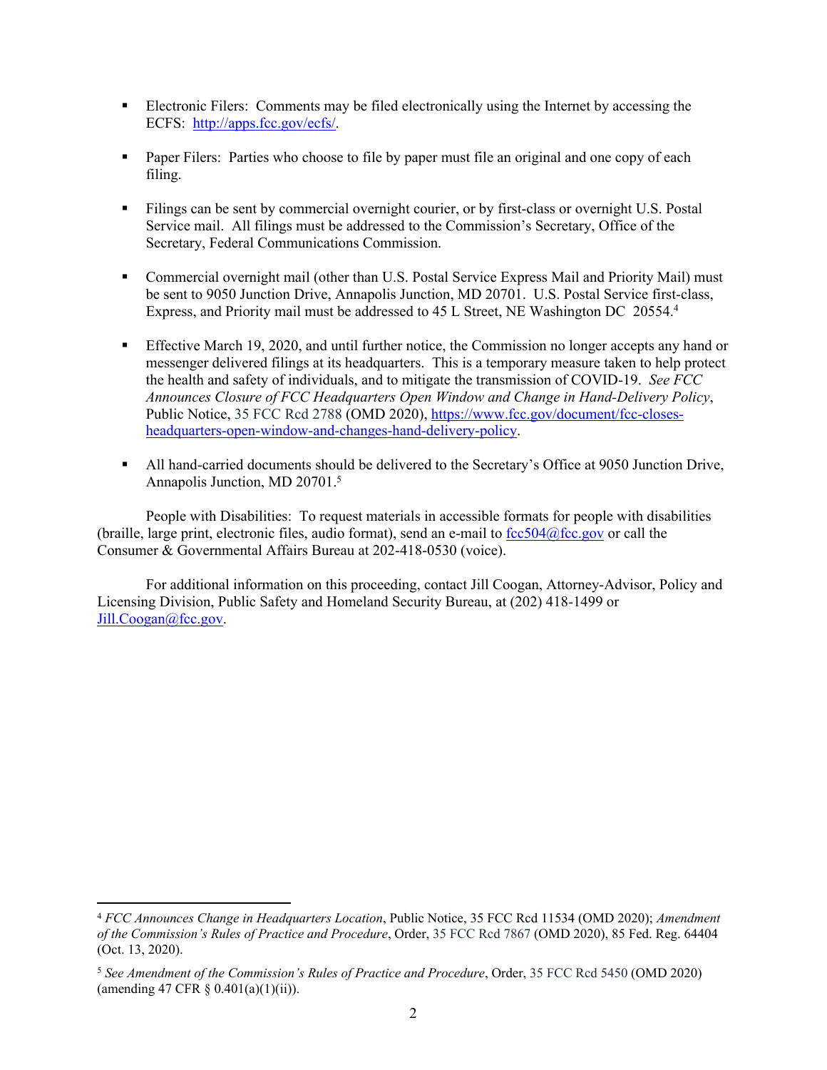- Electronic Filers: Comments may be filed electronically using the Internet by accessing the ECFS: http://apps.fcc.gov/ecfs/.

- Paper Filers: Parties who choose to file by paper must file an original and one copy of each filing.

- Filings can be sent by commercial overnight courier, or by first-class or overnight U.S. Postal Service mail. All filings must be addressed to the Commission's Secretary, Office of the Secretary, Federal Communications Commission.

- Commercial overnight mail (other than U.S. Postal Service Express Mail and Priority Mail) must be sent to 9050 Junction Drive, Annapolis Junction, MD 20701. U.S. Postal Service first-class, Express, and Priority mail must be addressed to 45 L Street, NE Washington DC 20554.[4]

- Effective March 19, 2020, and until further notice, the Commission no longer accepts any hand or messenger delivered filings at its headquarters. This is a temporary measure taken to help protect the health and safety of individuals, and to mitigate the transmission of COVID-19. *See FCC Announces Closure of FCC Headquarters Open Window and Change in Hand-Delivery Policy*, Public Notice, 35 FCC Rcd 2788 (OMD 2020), https://www.fcc.gov/document/fcc-closes-headquarters-open-window-and-changes-hand-delivery-policy.

- All hand-carried documents should be delivered to the Secretary's Office at 9050 Junction Drive, Annapolis Junction, MD 20701.[5]

People with Disabilities: To request materials in accessible formats for people with disabilities (braille, large print, electronic files, audio format), send an e-mail to fcc504@fcc.gov or call the Consumer & Governmental Affairs Bureau at 202-418-0530 (voice).

For additional information on this proceeding, contact Jill Coogan, Attorney-Advisor, Policy and Licensing Division, Public Safety and Homeland Security Bureau, at (202) 418-1499 or Jill.Coogan@fcc.gov.

---

[4] *FCC Announces Change in Headquarters Location*, Public Notice, 35 FCC Rcd 11534 (OMD 2020); *Amendment of the Commission's Rules of Practice and Procedure*, Order, 35 FCC Rcd 7867 (OMD 2020), 85 Fed. Reg. 64404 (Oct. 13, 2020).

[5] *See Amendment of the Commission's Rules of Practice and Procedure*, Order, 35 FCC Rcd 5450 (OMD 2020) (amending 47 CFR § 0.401(a)(1)(ii)).